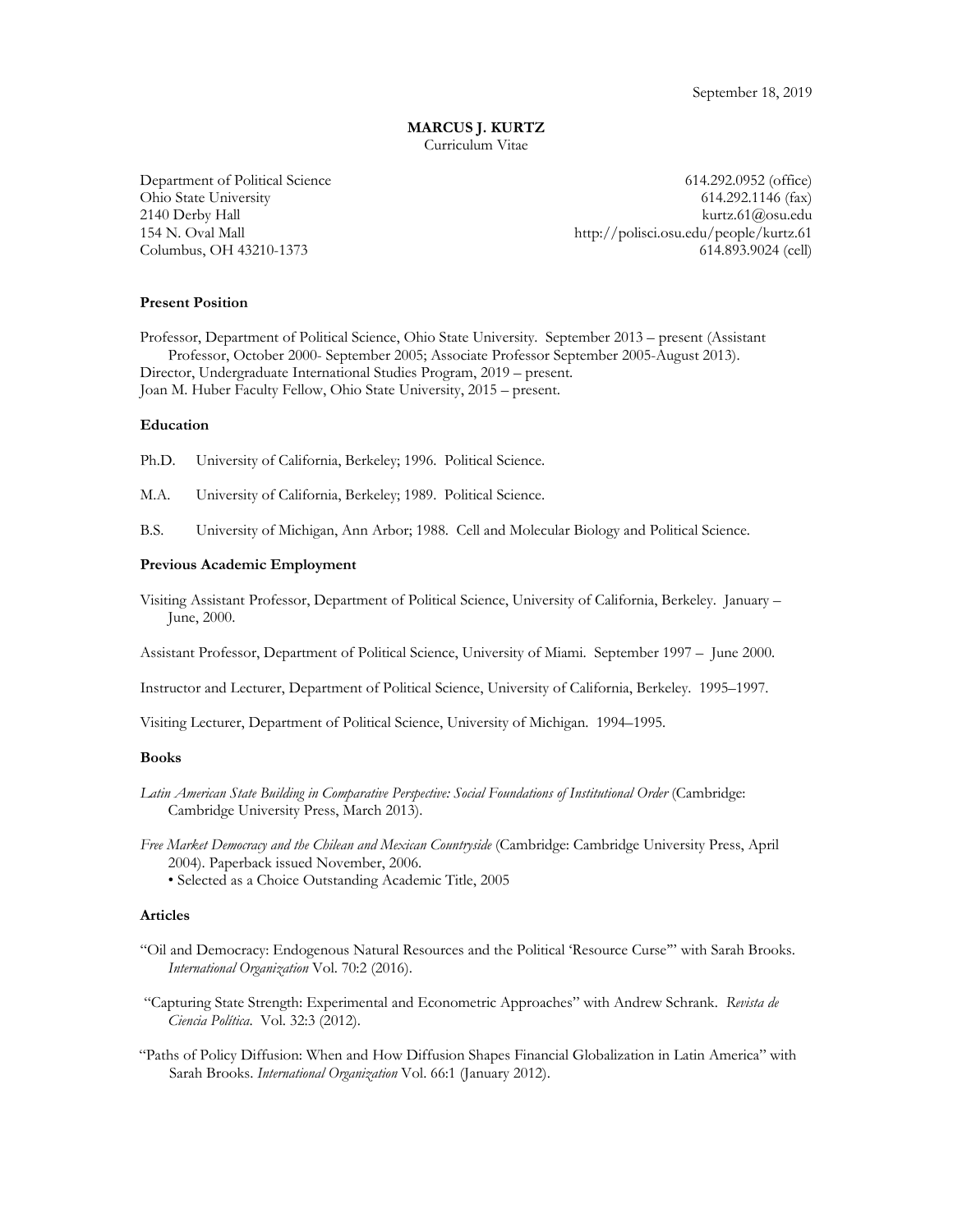September 18, 2019

# MARCUS J. KURTZ

Curriculum Vitae

Department of Political Science
Ohio State University
2140 Derby Hall
154 N. Oval Mall
Columbus, OH 43210-1373

614.292.0952 (office)
614.292.1146 (fax)
kurtz.61@osu.edu
http://polisci.osu.edu/people/kurtz.61
614.893.9024 (cell)

## Present Position

Professor, Department of Political Science, Ohio State University. September 2013 – present (Assistant Professor, October 2000- September 2005; Associate Professor September 2005-August 2013).
Director, Undergraduate International Studies Program, 2019 – present.
Joan M. Huber Faculty Fellow, Ohio State University, 2015 – present.

## Education

Ph.D. University of California, Berkeley; 1996. Political Science.

M.A. University of California, Berkeley; 1989. Political Science.

B.S. University of Michigan, Ann Arbor; 1988. Cell and Molecular Biology and Political Science.

## Previous Academic Employment

Visiting Assistant Professor, Department of Political Science, University of California, Berkeley. January – June, 2000.

Assistant Professor, Department of Political Science, University of Miami. September 1997 – June 2000.

Instructor and Lecturer, Department of Political Science, University of California, Berkeley. 1995–1997.

Visiting Lecturer, Department of Political Science, University of Michigan. 1994–1995.

## Books

*Latin American State Building in Comparative Perspective: Social Foundations of Institutional Order* (Cambridge: Cambridge University Press, March 2013).

*Free Market Democracy and the Chilean and Mexican Countryside* (Cambridge: Cambridge University Press, April 2004). Paperback issued November, 2006.
- Selected as a Choice Outstanding Academic Title, 2005

## Articles

"Oil and Democracy: Endogenous Natural Resources and the Political 'Resource Curse'" with Sarah Brooks. *International Organization* Vol. 70:2 (2016).

"Capturing State Strength: Experimental and Econometric Approaches" with Andrew Schrank. *Revista de Ciencia Política*. Vol. 32:3 (2012).

"Paths of Policy Diffusion: When and How Diffusion Shapes Financial Globalization in Latin America" with Sarah Brooks. *International Organization* Vol. 66:1 (January 2012).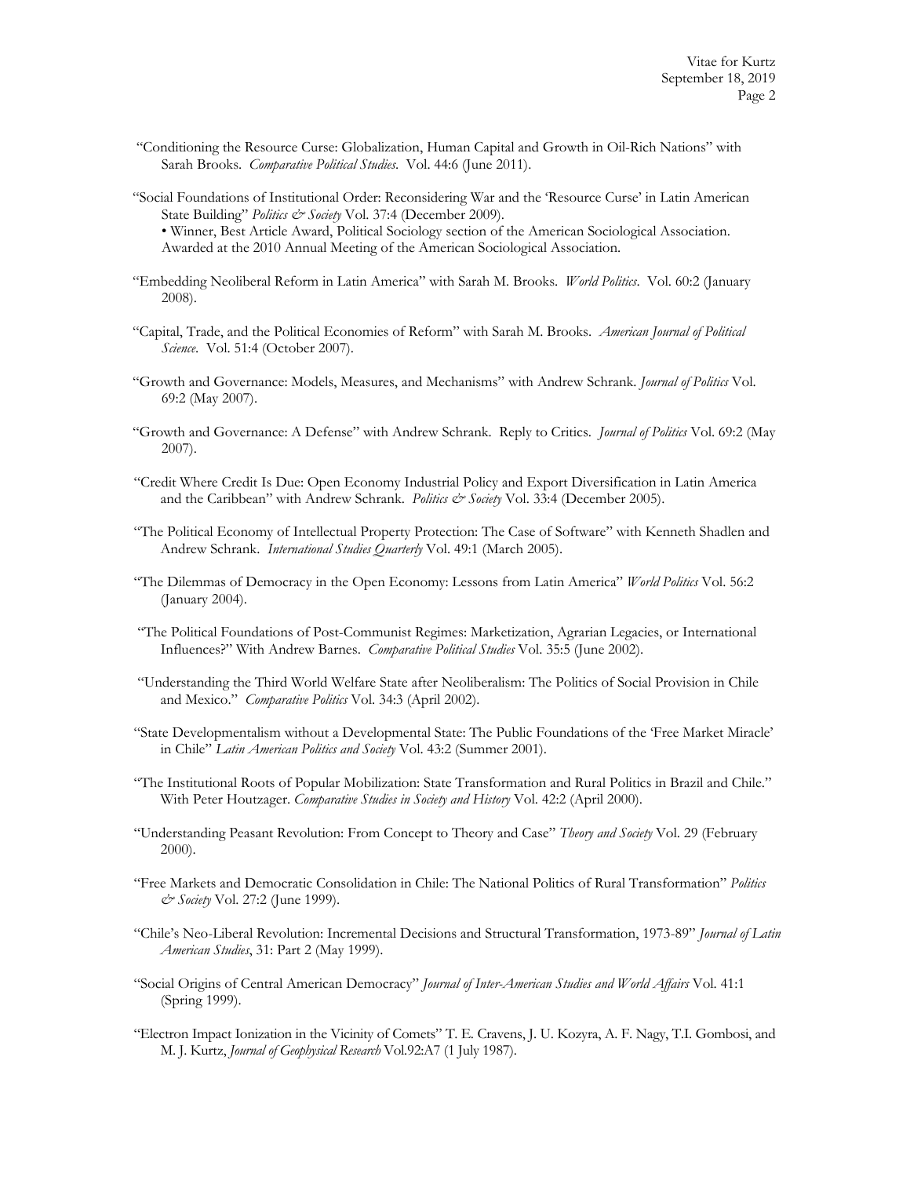"Conditioning the Resource Curse: Globalization, Human Capital and Growth in Oil-Rich Nations" with Sarah Brooks. *Comparative Political Studies*. Vol. 44:6 (June 2011).

"Social Foundations of Institutional Order: Reconsidering War and the 'Resource Curse' in Latin American State Building" *Politics & Society* Vol. 37:4 (December 2009).
• Winner, Best Article Award, Political Sociology section of the American Sociological Association. Awarded at the 2010 Annual Meeting of the American Sociological Association.

"Embedding Neoliberal Reform in Latin America" with Sarah M. Brooks. *World Politics*. Vol. 60:2 (January 2008).

"Capital, Trade, and the Political Economies of Reform" with Sarah M. Brooks. *American Journal of Political Science*. Vol. 51:4 (October 2007).

"Growth and Governance: Models, Measures, and Mechanisms" with Andrew Schrank. *Journal of Politics* Vol. 69:2 (May 2007).

"Growth and Governance: A Defense" with Andrew Schrank. Reply to Critics. *Journal of Politics* Vol. 69:2 (May 2007).

"Credit Where Credit Is Due: Open Economy Industrial Policy and Export Diversification in Latin America and the Caribbean" with Andrew Schrank. *Politics & Society* Vol. 33:4 (December 2005).

"The Political Economy of Intellectual Property Protection: The Case of Software" with Kenneth Shadlen and Andrew Schrank. *International Studies Quarterly* Vol. 49:1 (March 2005).

"The Dilemmas of Democracy in the Open Economy: Lessons from Latin America" *World Politics* Vol. 56:2 (January 2004).

"The Political Foundations of Post-Communist Regimes: Marketization, Agrarian Legacies, or International Influences?" With Andrew Barnes. *Comparative Political Studies* Vol. 35:5 (June 2002).

"Understanding the Third World Welfare State after Neoliberalism: The Politics of Social Provision in Chile and Mexico." *Comparative Politics* Vol. 34:3 (April 2002).

"State Developmentalism without a Developmental State: The Public Foundations of the 'Free Market Miracle' in Chile" *Latin American Politics and Society* Vol. 43:2 (Summer 2001).

"The Institutional Roots of Popular Mobilization: State Transformation and Rural Politics in Brazil and Chile." With Peter Houtzager. *Comparative Studies in Society and History* Vol. 42:2 (April 2000).

"Understanding Peasant Revolution: From Concept to Theory and Case" *Theory and Society* Vol. 29 (February 2000).

"Free Markets and Democratic Consolidation in Chile: The National Politics of Rural Transformation" *Politics & Society* Vol. 27:2 (June 1999).

"Chile's Neo-Liberal Revolution: Incremental Decisions and Structural Transformation, 1973-89" *Journal of Latin American Studies*, 31: Part 2 (May 1999).

"Social Origins of Central American Democracy" *Journal of Inter-American Studies and World Affairs* Vol. 41:1 (Spring 1999).

"Electron Impact Ionization in the Vicinity of Comets" T. E. Cravens, J. U. Kozyra, A. F. Nagy, T.I. Gombosi, and M. J. Kurtz, *Journal of Geophysical Research* Vol.92:A7 (1 July 1987).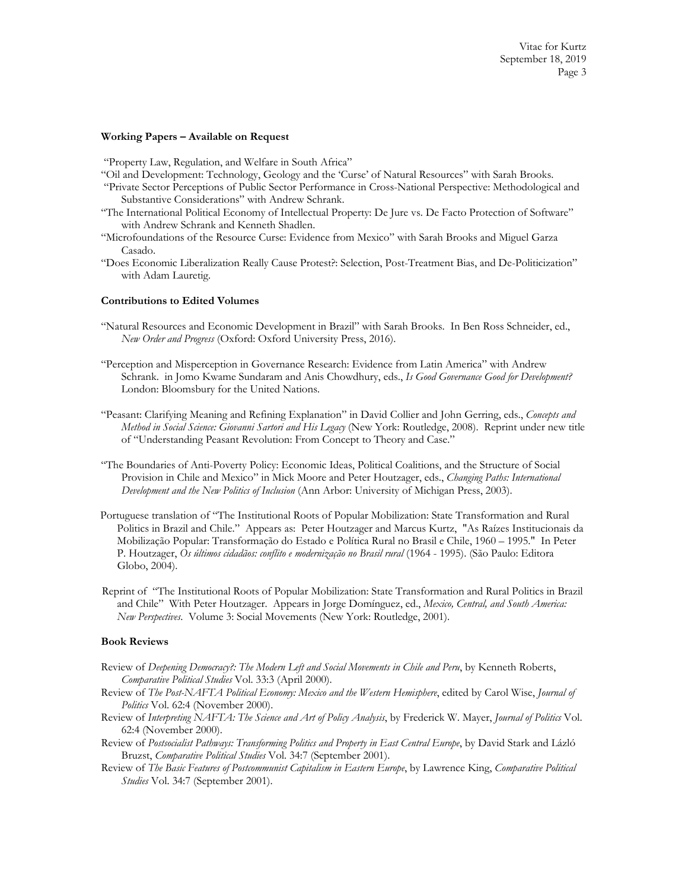**Working Papers – Available on Request**

"Property Law, Regulation, and Welfare in South Africa"

"Oil and Development: Technology, Geology and the 'Curse' of Natural Resources" with Sarah Brooks.

"Private Sector Perceptions of Public Sector Performance in Cross-National Perspective: Methodological and Substantive Considerations" with Andrew Schrank.

"The International Political Economy of Intellectual Property: De Jure vs. De Facto Protection of Software" with Andrew Schrank and Kenneth Shadlen.

"Microfoundations of the Resource Curse: Evidence from Mexico" with Sarah Brooks and Miguel Garza Casado.

"Does Economic Liberalization Really Cause Protest?: Selection, Post-Treatment Bias, and De-Politicization" with Adam Lauretig.

**Contributions to Edited Volumes**

"Natural Resources and Economic Development in Brazil" with Sarah Brooks. In Ben Ross Schneider, ed., *New Order and Progress* (Oxford: Oxford University Press, 2016).

"Perception and Misperception in Governance Research: Evidence from Latin America" with Andrew Schrank. in Jomo Kwame Sundaram and Anis Chowdhury, eds., *Is Good Governance Good for Development?* London: Bloomsbury for the United Nations.

"Peasant: Clarifying Meaning and Refining Explanation" in David Collier and John Gerring, eds., *Concepts and Method in Social Science: Giovanni Sartori and His Legacy* (New York: Routledge, 2008). Reprint under new title of "Understanding Peasant Revolution: From Concept to Theory and Case."

"The Boundaries of Anti-Poverty Policy: Economic Ideas, Political Coalitions, and the Structure of Social Provision in Chile and Mexico" in Mick Moore and Peter Houtzager, eds., *Changing Paths: International Development and the New Politics of Inclusion* (Ann Arbor: University of Michigan Press, 2003).

Portuguese translation of "The Institutional Roots of Popular Mobilization: State Transformation and Rural Politics in Brazil and Chile." Appears as: Peter Houtzager and Marcus Kurtz, "As Raízes Institucionais da Mobilização Popular: Transformação do Estado e Política Rural no Brasil e Chile, 1960 – 1995." In Peter P. Houtzager, *Os últimos cidadãos: conflito e modernização no Brasil rural* (1964 - 1995). (São Paulo: Editora Globo, 2004).

Reprint of "The Institutional Roots of Popular Mobilization: State Transformation and Rural Politics in Brazil and Chile" With Peter Houtzager. Appears in Jorge Domínguez, ed., *Mexico, Central, and South America: New Perspectives*. Volume 3: Social Movements (New York: Routledge, 2001).

**Book Reviews**

Review of *Deepening Democracy?: The Modern Left and Social Movements in Chile and Peru*, by Kenneth Roberts, *Comparative Political Studies* Vol. 33:3 (April 2000).

Review of *The Post-NAFTA Political Economy: Mexico and the Western Hemisphere*, edited by Carol Wise, *Journal of Politics* Vol. 62:4 (November 2000).

Review of *Interpreting NAFTA: The Science and Art of Policy Analysis*, by Frederick W. Mayer, *Journal of Politics* Vol. 62:4 (November 2000).

Review of *Postsocialist Pathways: Transforming Politics and Property in East Central Europe*, by David Stark and Lázló Bruzst, *Comparative Political Studies* Vol. 34:7 (September 2001).

Review of *The Basic Features of Postcommunist Capitalism in Eastern Europe*, by Lawrence King, *Comparative Political Studies* Vol. 34:7 (September 2001).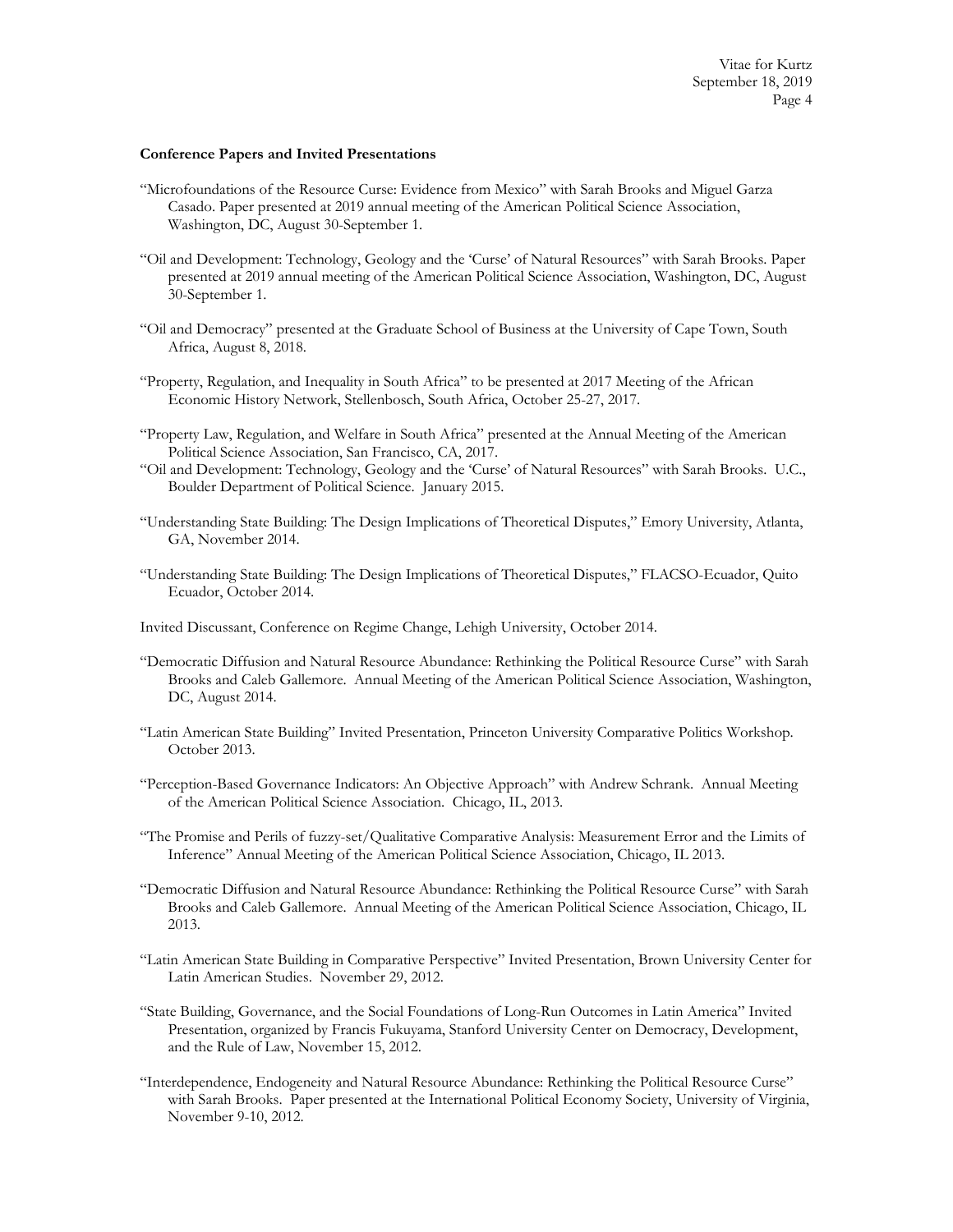**Conference Papers and Invited Presentations**

"Microfoundations of the Resource Curse: Evidence from Mexico" with Sarah Brooks and Miguel Garza Casado. Paper presented at 2019 annual meeting of the American Political Science Association, Washington, DC, August 30-September 1.

"Oil and Development: Technology, Geology and the 'Curse' of Natural Resources" with Sarah Brooks. Paper presented at 2019 annual meeting of the American Political Science Association, Washington, DC, August 30-September 1.

"Oil and Democracy" presented at the Graduate School of Business at the University of Cape Town, South Africa, August 8, 2018.

"Property, Regulation, and Inequality in South Africa" to be presented at 2017 Meeting of the African Economic History Network, Stellenbosch, South Africa, October 25-27, 2017.

"Property Law, Regulation, and Welfare in South Africa" presented at the Annual Meeting of the American Political Science Association, San Francisco, CA, 2017.

"Oil and Development: Technology, Geology and the 'Curse' of Natural Resources" with Sarah Brooks. U.C., Boulder Department of Political Science. January 2015.

"Understanding State Building: The Design Implications of Theoretical Disputes," Emory University, Atlanta, GA, November 2014.

"Understanding State Building: The Design Implications of Theoretical Disputes," FLACSO-Ecuador, Quito Ecuador, October 2014.

Invited Discussant, Conference on Regime Change, Lehigh University, October 2014.

"Democratic Diffusion and Natural Resource Abundance: Rethinking the Political Resource Curse" with Sarah Brooks and Caleb Gallemore. Annual Meeting of the American Political Science Association, Washington, DC, August 2014.

"Latin American State Building" Invited Presentation, Princeton University Comparative Politics Workshop. October 2013.

"Perception-Based Governance Indicators: An Objective Approach" with Andrew Schrank. Annual Meeting of the American Political Science Association. Chicago, IL, 2013.

"The Promise and Perils of fuzzy-set/Qualitative Comparative Analysis: Measurement Error and the Limits of Inference" Annual Meeting of the American Political Science Association, Chicago, IL 2013.

"Democratic Diffusion and Natural Resource Abundance: Rethinking the Political Resource Curse" with Sarah Brooks and Caleb Gallemore. Annual Meeting of the American Political Science Association, Chicago, IL 2013.

"Latin American State Building in Comparative Perspective" Invited Presentation, Brown University Center for Latin American Studies. November 29, 2012.

"State Building, Governance, and the Social Foundations of Long-Run Outcomes in Latin America" Invited Presentation, organized by Francis Fukuyama, Stanford University Center on Democracy, Development, and the Rule of Law, November 15, 2012.

"Interdependence, Endogeneity and Natural Resource Abundance: Rethinking the Political Resource Curse" with Sarah Brooks. Paper presented at the International Political Economy Society, University of Virginia, November 9-10, 2012.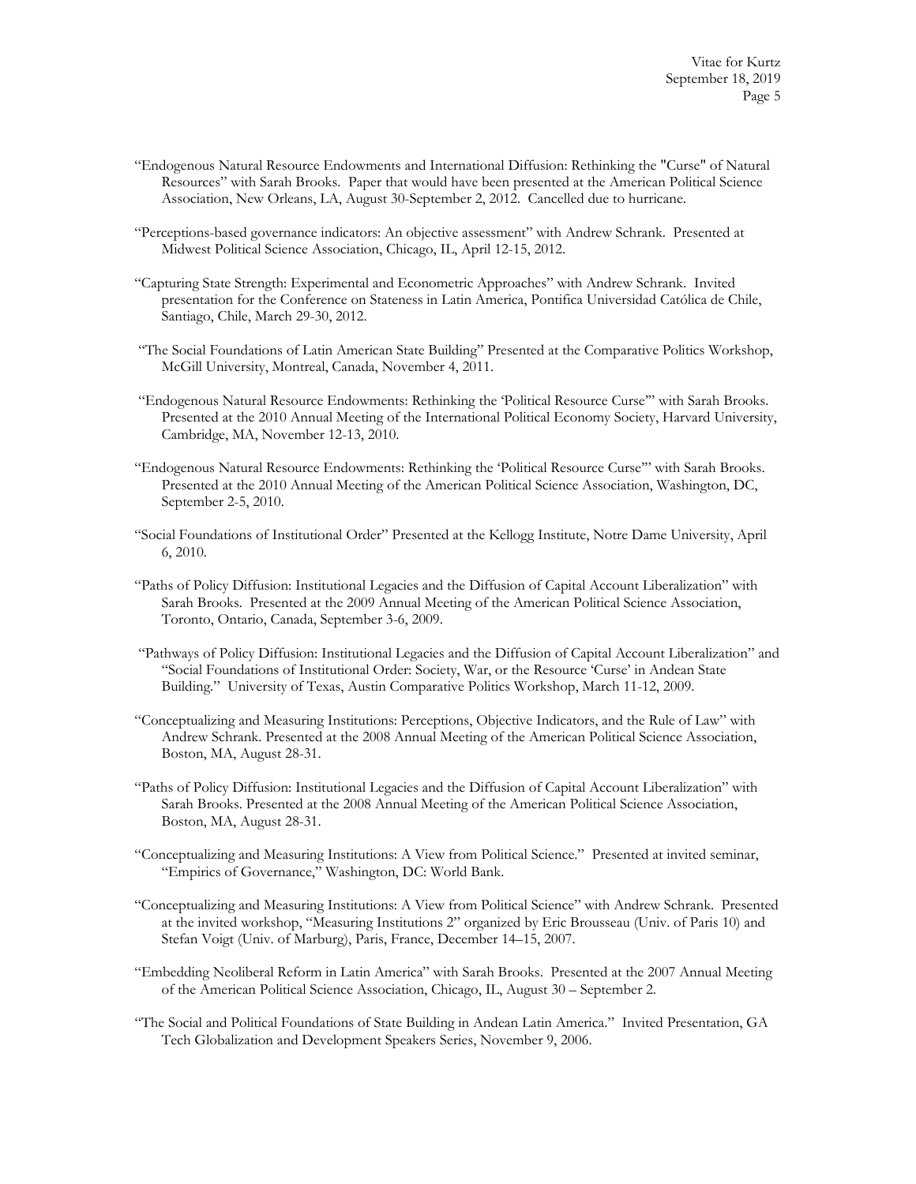"Endogenous Natural Resource Endowments and International Diffusion: Rethinking the "Curse" of Natural Resources" with Sarah Brooks. Paper that would have been presented at the American Political Science Association, New Orleans, LA, August 30-September 2, 2012. Cancelled due to hurricane.

"Perceptions-based governance indicators: An objective assessment" with Andrew Schrank. Presented at Midwest Political Science Association, Chicago, IL, April 12-15, 2012.

"Capturing State Strength: Experimental and Econometric Approaches" with Andrew Schrank. Invited presentation for the Conference on Stateness in Latin America, Pontifica Universidad Católica de Chile, Santiago, Chile, March 29-30, 2012.

"The Social Foundations of Latin American State Building" Presented at the Comparative Politics Workshop, McGill University, Montreal, Canada, November 4, 2011.

"Endogenous Natural Resource Endowments: Rethinking the 'Political Resource Curse'" with Sarah Brooks. Presented at the 2010 Annual Meeting of the International Political Economy Society, Harvard University, Cambridge, MA, November 12-13, 2010.

"Endogenous Natural Resource Endowments: Rethinking the 'Political Resource Curse'" with Sarah Brooks. Presented at the 2010 Annual Meeting of the American Political Science Association, Washington, DC, September 2-5, 2010.

"Social Foundations of Institutional Order" Presented at the Kellogg Institute, Notre Dame University, April 6, 2010.

"Paths of Policy Diffusion: Institutional Legacies and the Diffusion of Capital Account Liberalization" with Sarah Brooks. Presented at the 2009 Annual Meeting of the American Political Science Association, Toronto, Ontario, Canada, September 3-6, 2009.

"Pathways of Policy Diffusion: Institutional Legacies and the Diffusion of Capital Account Liberalization" and "Social Foundations of Institutional Order: Society, War, or the Resource 'Curse' in Andean State Building." University of Texas, Austin Comparative Politics Workshop, March 11-12, 2009.

"Conceptualizing and Measuring Institutions: Perceptions, Objective Indicators, and the Rule of Law" with Andrew Schrank. Presented at the 2008 Annual Meeting of the American Political Science Association, Boston, MA, August 28-31.

"Paths of Policy Diffusion: Institutional Legacies and the Diffusion of Capital Account Liberalization" with Sarah Brooks. Presented at the 2008 Annual Meeting of the American Political Science Association, Boston, MA, August 28-31.

"Conceptualizing and Measuring Institutions: A View from Political Science." Presented at invited seminar, "Empirics of Governance," Washington, DC: World Bank.

"Conceptualizing and Measuring Institutions: A View from Political Science" with Andrew Schrank. Presented at the invited workshop, "Measuring Institutions 2" organized by Eric Brousseau (Univ. of Paris 10) and Stefan Voigt (Univ. of Marburg), Paris, France, December 14–15, 2007.

"Embedding Neoliberal Reform in Latin America" with Sarah Brooks. Presented at the 2007 Annual Meeting of the American Political Science Association, Chicago, IL, August 30 – September 2.

"The Social and Political Foundations of State Building in Andean Latin America." Invited Presentation, GA Tech Globalization and Development Speakers Series, November 9, 2006.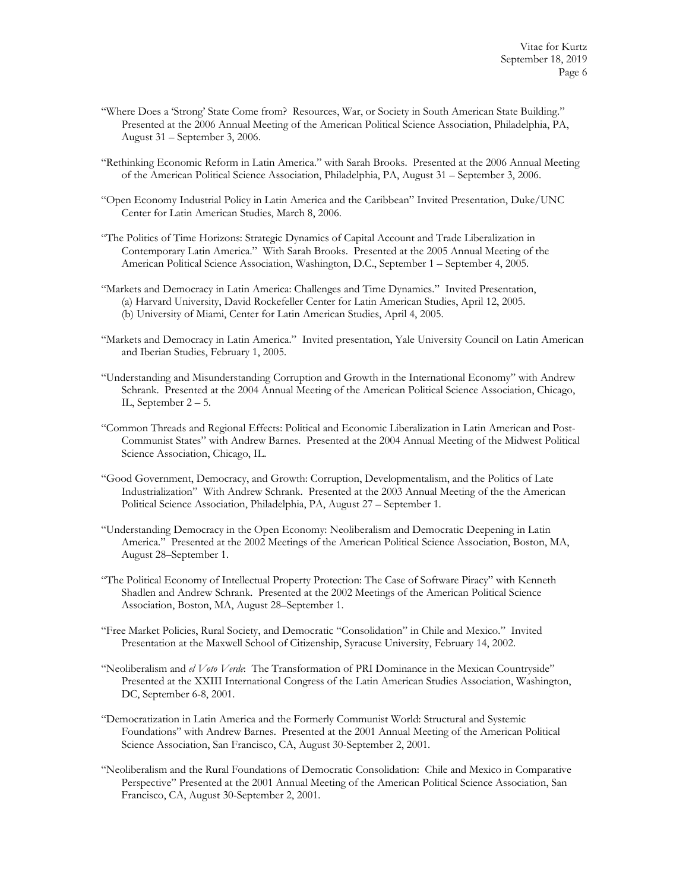"Where Does a 'Strong' State Come from? Resources, War, or Society in South American State Building." Presented at the 2006 Annual Meeting of the American Political Science Association, Philadelphia, PA, August 31 – September 3, 2006.

"Rethinking Economic Reform in Latin America." with Sarah Brooks. Presented at the 2006 Annual Meeting of the American Political Science Association, Philadelphia, PA, August 31 – September 3, 2006.

"Open Economy Industrial Policy in Latin America and the Caribbean" Invited Presentation, Duke/UNC Center for Latin American Studies, March 8, 2006.

"The Politics of Time Horizons: Strategic Dynamics of Capital Account and Trade Liberalization in Contemporary Latin America." With Sarah Brooks. Presented at the 2005 Annual Meeting of the American Political Science Association, Washington, D.C., September 1 – September 4, 2005.

"Markets and Democracy in Latin America: Challenges and Time Dynamics." Invited Presentation,
(a) Harvard University, David Rockefeller Center for Latin American Studies, April 12, 2005.
(b) University of Miami, Center for Latin American Studies, April 4, 2005.

"Markets and Democracy in Latin America." Invited presentation, Yale University Council on Latin American and Iberian Studies, February 1, 2005.

"Understanding and Misunderstanding Corruption and Growth in the International Economy" with Andrew Schrank. Presented at the 2004 Annual Meeting of the American Political Science Association, Chicago, IL, September 2 – 5.

"Common Threads and Regional Effects: Political and Economic Liberalization in Latin American and Post-Communist States" with Andrew Barnes. Presented at the 2004 Annual Meeting of the Midwest Political Science Association, Chicago, IL.

"Good Government, Democracy, and Growth: Corruption, Developmentalism, and the Politics of Late Industrialization" With Andrew Schrank. Presented at the 2003 Annual Meeting of the the American Political Science Association, Philadelphia, PA, August 27 – September 1.

"Understanding Democracy in the Open Economy: Neoliberalism and Democratic Deepening in Latin America." Presented at the 2002 Meetings of the American Political Science Association, Boston, MA, August 28–September 1.

"The Political Economy of Intellectual Property Protection: The Case of Software Piracy" with Kenneth Shadlen and Andrew Schrank. Presented at the 2002 Meetings of the American Political Science Association, Boston, MA, August 28–September 1.

"Free Market Policies, Rural Society, and Democratic "Consolidation" in Chile and Mexico." Invited Presentation at the Maxwell School of Citizenship, Syracuse University, February 14, 2002.

"Neoliberalism and *el Voto Verde*: The Transformation of PRI Dominance in the Mexican Countryside" Presented at the XXIII International Congress of the Latin American Studies Association, Washington, DC, September 6-8, 2001.

"Democratization in Latin America and the Formerly Communist World: Structural and Systemic Foundations" with Andrew Barnes. Presented at the 2001 Annual Meeting of the American Political Science Association, San Francisco, CA, August 30-September 2, 2001.

"Neoliberalism and the Rural Foundations of Democratic Consolidation: Chile and Mexico in Comparative Perspective" Presented at the 2001 Annual Meeting of the American Political Science Association, San Francisco, CA, August 30-September 2, 2001.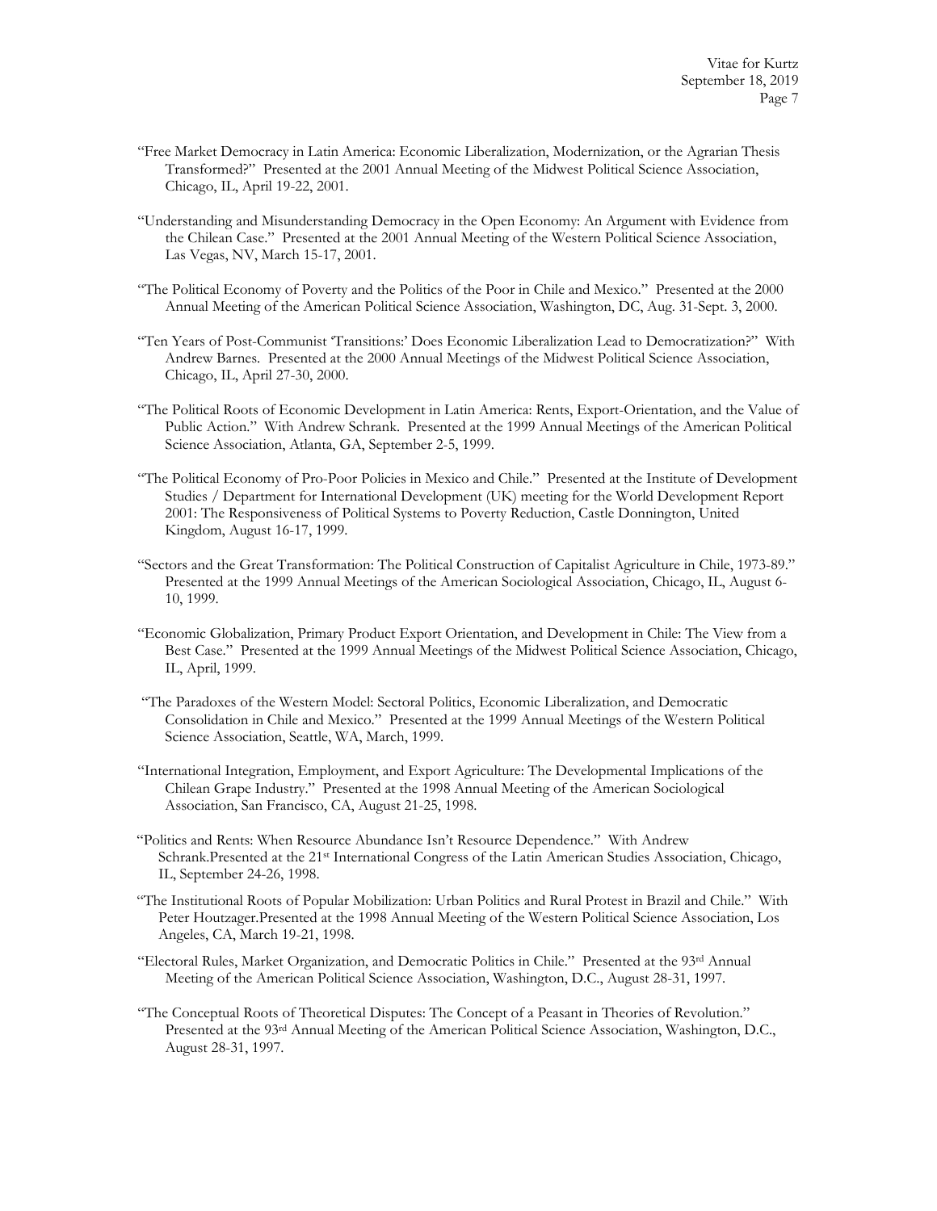"Free Market Democracy in Latin America: Economic Liberalization, Modernization, or the Agrarian Thesis Transformed?" Presented at the 2001 Annual Meeting of the Midwest Political Science Association, Chicago, IL, April 19-22, 2001.

"Understanding and Misunderstanding Democracy in the Open Economy: An Argument with Evidence from the Chilean Case." Presented at the 2001 Annual Meeting of the Western Political Science Association, Las Vegas, NV, March 15-17, 2001.

"The Political Economy of Poverty and the Politics of the Poor in Chile and Mexico." Presented at the 2000 Annual Meeting of the American Political Science Association, Washington, DC, Aug. 31-Sept. 3, 2000.

"Ten Years of Post-Communist 'Transitions:' Does Economic Liberalization Lead to Democratization?" With Andrew Barnes. Presented at the 2000 Annual Meetings of the Midwest Political Science Association, Chicago, IL, April 27-30, 2000.

"The Political Roots of Economic Development in Latin America: Rents, Export-Orientation, and the Value of Public Action." With Andrew Schrank. Presented at the 1999 Annual Meetings of the American Political Science Association, Atlanta, GA, September 2-5, 1999.

"The Political Economy of Pro-Poor Policies in Mexico and Chile." Presented at the Institute of Development Studies / Department for International Development (UK) meeting for the World Development Report 2001: The Responsiveness of Political Systems to Poverty Reduction, Castle Donnington, United Kingdom, August 16-17, 1999.

"Sectors and the Great Transformation: The Political Construction of Capitalist Agriculture in Chile, 1973-89." Presented at the 1999 Annual Meetings of the American Sociological Association, Chicago, IL, August 6-10, 1999.

"Economic Globalization, Primary Product Export Orientation, and Development in Chile: The View from a Best Case." Presented at the 1999 Annual Meetings of the Midwest Political Science Association, Chicago, IL, April, 1999.

"The Paradoxes of the Western Model: Sectoral Politics, Economic Liberalization, and Democratic Consolidation in Chile and Mexico." Presented at the 1999 Annual Meetings of the Western Political Science Association, Seattle, WA, March, 1999.

"International Integration, Employment, and Export Agriculture: The Developmental Implications of the Chilean Grape Industry." Presented at the 1998 Annual Meeting of the American Sociological Association, San Francisco, CA, August 21-25, 1998.

"Politics and Rents: When Resource Abundance Isn't Resource Dependence." With Andrew Schrank.Presented at the 21st International Congress of the Latin American Studies Association, Chicago, IL, September 24-26, 1998.

"The Institutional Roots of Popular Mobilization: Urban Politics and Rural Protest in Brazil and Chile." With Peter Houtzager.Presented at the 1998 Annual Meeting of the Western Political Science Association, Los Angeles, CA, March 19-21, 1998.

"Electoral Rules, Market Organization, and Democratic Politics in Chile." Presented at the 93rd Annual Meeting of the American Political Science Association, Washington, D.C., August 28-31, 1997.

"The Conceptual Roots of Theoretical Disputes: The Concept of a Peasant in Theories of Revolution." Presented at the 93rd Annual Meeting of the American Political Science Association, Washington, D.C., August 28-31, 1997.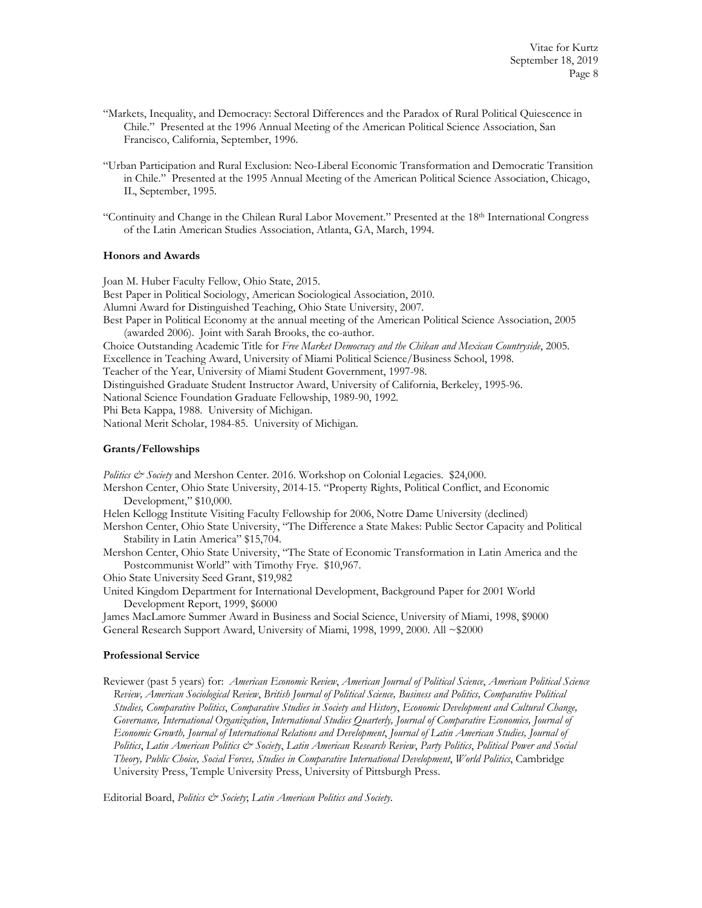"Markets, Inequality, and Democracy: Sectoral Differences and the Paradox of Rural Political Quiescence in Chile." Presented at the 1996 Annual Meeting of the American Political Science Association, San Francisco, California, September, 1996.

"Urban Participation and Rural Exclusion: Neo-Liberal Economic Transformation and Democratic Transition in Chile." Presented at the 1995 Annual Meeting of the American Political Science Association, Chicago, IL, September, 1995.

"Continuity and Change in the Chilean Rural Labor Movement." Presented at the 18th International Congress of the Latin American Studies Association, Atlanta, GA, March, 1994.

### Honors and Awards

Joan M. Huber Faculty Fellow, Ohio State, 2015.
Best Paper in Political Sociology, American Sociological Association, 2010.
Alumni Award for Distinguished Teaching, Ohio State University, 2007.
Best Paper in Political Economy at the annual meeting of the American Political Science Association, 2005 (awarded 2006). Joint with Sarah Brooks, the co-author.
Choice Outstanding Academic Title for *Free Market Democracy and the Chilean and Mexican Countryside*, 2005.
Excellence in Teaching Award, University of Miami Political Science/Business School, 1998.
Teacher of the Year, University of Miami Student Government, 1997-98.
Distinguished Graduate Student Instructor Award, University of California, Berkeley, 1995-96.
National Science Foundation Graduate Fellowship, 1989-90, 1992.
Phi Beta Kappa, 1988. University of Michigan.
National Merit Scholar, 1984-85. University of Michigan.

### Grants/Fellowships

*Politics & Society* and Mershon Center. 2016. Workshop on Colonial Legacies. $24,000.
Mershon Center, Ohio State University, 2014-15. "Property Rights, Political Conflict, and Economic Development," $10,000.
Helen Kellogg Institute Visiting Faculty Fellowship for 2006, Notre Dame University (declined)
Mershon Center, Ohio State University, "The Difference a State Makes: Public Sector Capacity and Political Stability in Latin America" $15,704.
Mershon Center, Ohio State University, "The State of Economic Transformation in Latin America and the Postcommunist World" with Timothy Frye. $10,967.
Ohio State University Seed Grant, $19,982
United Kingdom Department for International Development, Background Paper for 2001 World Development Report, 1999, $6000
James MacLamore Summer Award in Business and Social Science, University of Miami, 1998, $9000
General Research Support Award, University of Miami, 1998, 1999, 2000. All ~$2000

### Professional Service

Reviewer (past 5 years) for: *American Economic Review*, *American Journal of Political Science*, *American Political Science Review, American Sociological Review*, *British Journal of Political Science, Business and Politics, Comparative Political Studies, Comparative Politics*, *Comparative Studies in Society and History*, *Economic Development and Cultural Change, Governance, International Organization*, *International Studies Quarterly, Journal of Comparative Economics, Journal of Economic Growth, Journal of International Relations and Development*, *Journal of Latin American Studies, Journal of Politics*, *Latin American Politics & Society*, *Latin American Research Review*, *Party Politics*, *Political Power and Social Theory, Public Choice, Social Forces, Studies in Comparative International Development*, *World Politics*, Cambridge University Press, Temple University Press, University of Pittsburgh Press.

Editorial Board, *Politics & Society*; *Latin American Politics and Society*.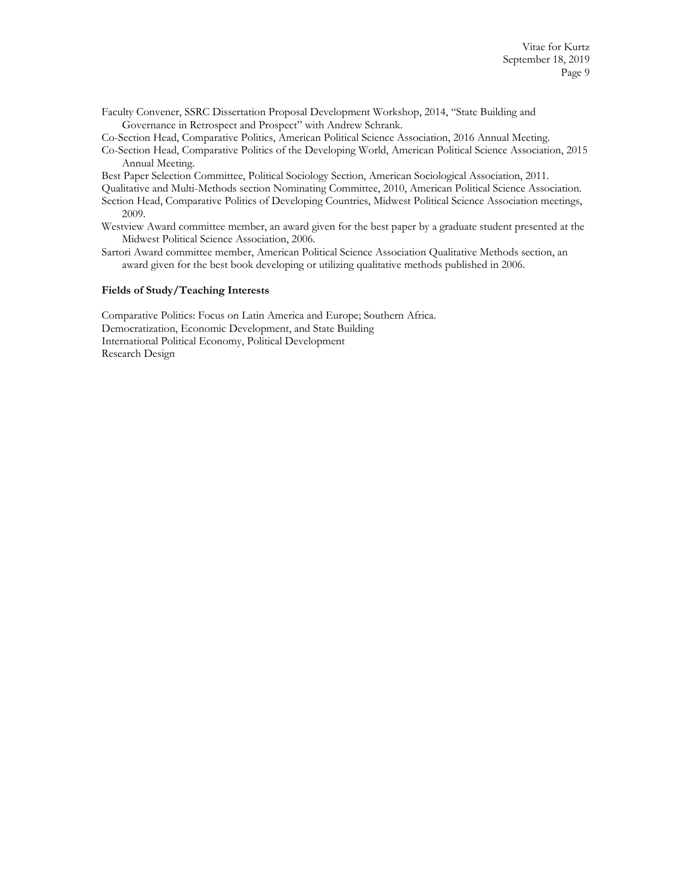Faculty Convener, SSRC Dissertation Proposal Development Workshop, 2014, "State Building and Governance in Retrospect and Prospect" with Andrew Schrank.

Co-Section Head, Comparative Politics, American Political Science Association, 2016 Annual Meeting.

Co-Section Head, Comparative Politics of the Developing World, American Political Science Association, 2015 Annual Meeting.

Best Paper Selection Committee, Political Sociology Section, American Sociological Association, 2011.

Qualitative and Multi-Methods section Nominating Committee, 2010, American Political Science Association.

Section Head, Comparative Politics of Developing Countries, Midwest Political Science Association meetings, 2009.

Westview Award committee member, an award given for the best paper by a graduate student presented at the Midwest Political Science Association, 2006.

Sartori Award committee member, American Political Science Association Qualitative Methods section, an award given for the best book developing or utilizing qualitative methods published in 2006.

**Fields of Study/Teaching Interests**

Comparative Politics: Focus on Latin America and Europe; Southern Africa.

Democratization, Economic Development, and State Building

International Political Economy, Political Development

Research Design